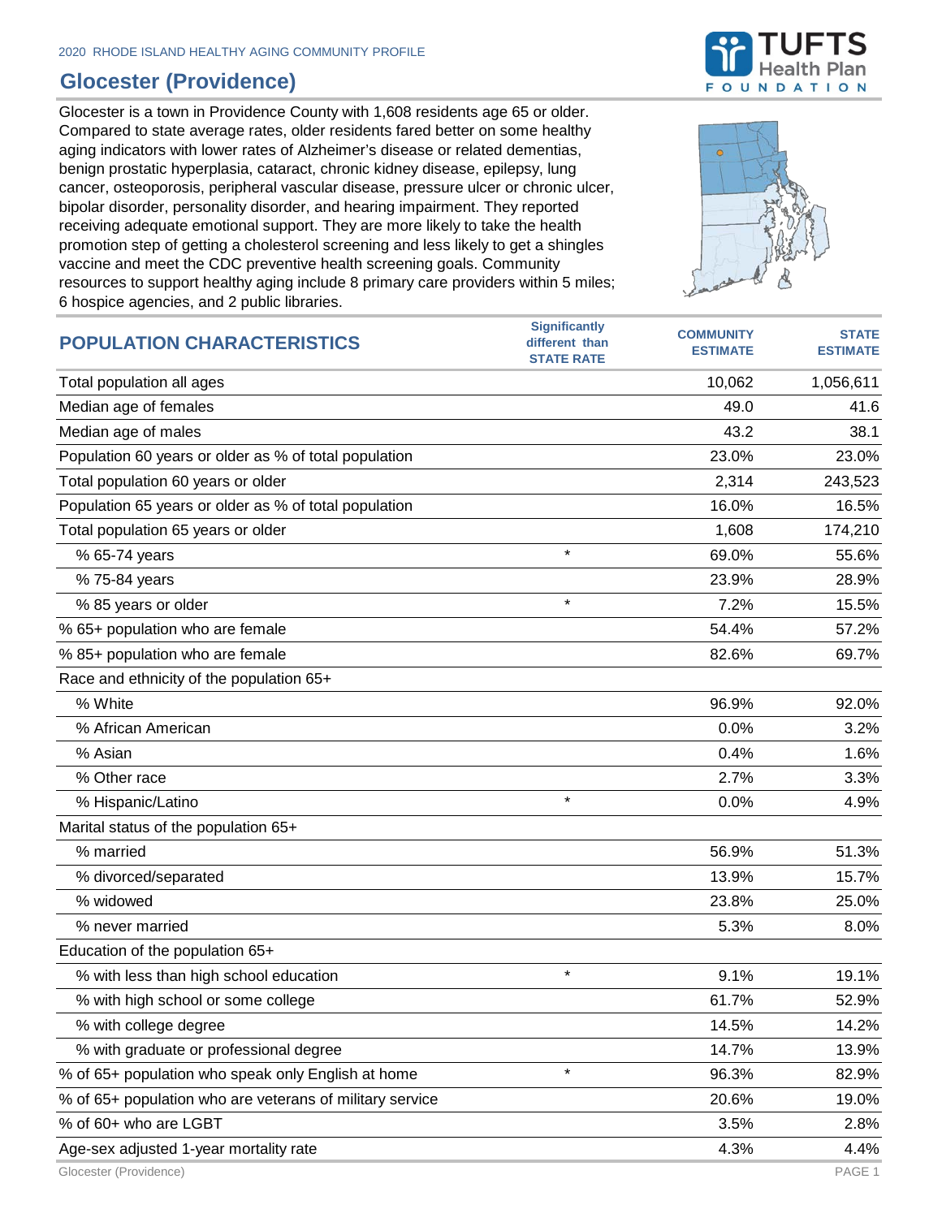2020 RHODE ISLAND HEALTHY AGING COMMUNITY PROFILE

# Glocester (Providence)

Glocester is a town in Providence County with 1,608 residents age 65 or older. Compared to state average rates, older residents fared better on some healthy aging indicators with lower rates of Alzheimer's disease or related dementias, benign prostatic hyperplasia, cataract, chronic kidney disease, epilepsy, lung cancer, osteoporosis, peripheral vascular disease, pressure ulcer or chronic ulcer, bipolar disorder, personality disorder, and hearing impairment. They reported receiving adequate emotional support. They are more likely to take the health promotion step of getting a cholesterol screening and less likely to get a shingles vaccine and meet the CDC preventive health screening goals. Community resources to support healthy aging include 8 primary care providers within 5 miles; 6 hospice agencies, and 2 public libraries.

| POPULATION CHARACTERISTICS | Significantly different than STATE RATE | COMMUNITY ESTIMATE | STATE ESTIMATE |
|---|---|---|---|
| Total population all ages | | 10,062 | 1,056,611 |
| Median age of females | | 49.0 | 41.6 |
| Median age of males | | 43.2 | 38.1 |
| Population 60 years or older as % of total population | | 23.0% | 23.0% |
| Total population 60 years or older | | 2,314 | 243,523 |
| Population 65 years or older as % of total population | | 16.0% | 16.5% |
| Total population 65 years or older | | 1,608 | 174,210 |
| % 65-74 years | * | 69.0% | 55.6% |
| % 75-84 years | | 23.9% | 28.9% |
| % 85 years or older | * | 7.2% | 15.5% |
| % 65+ population who are female | | 54.4% | 57.2% |
| % 85+ population who are female | | 82.6% | 69.7% |
| Race and ethnicity of the population 65+ | | | |
| % White | | 96.9% | 92.0% |
| % African American | | 0.0% | 3.2% |
| % Asian | | 0.4% | 1.6% |
| % Other race | | 2.7% | 3.3% |
| % Hispanic/Latino | * | 0.0% | 4.9% |
| Marital status of the population 65+ | | | |
| % married | | 56.9% | 51.3% |
| % divorced/separated | | 13.9% | 15.7% |
| % widowed | | 23.8% | 25.0% |
| % never married | | 5.3% | 8.0% |
| Education of the population 65+ | | | |
| % with less than high school education | * | 9.1% | 19.1% |
| % with high school or some college | | 61.7% | 52.9% |
| % with college degree | | 14.5% | 14.2% |
| % with graduate or professional degree | | 14.7% | 13.9% |
| % of 65+ population who speak only English at home | * | 96.3% | 82.9% |
| % of 65+ population who are veterans of military service | | 20.6% | 19.0% |
| % of 60+ who are LGBT | | 3.5% | 2.8% |
| Age-sex adjusted 1-year mortality rate | | 4.3% | 4.4% |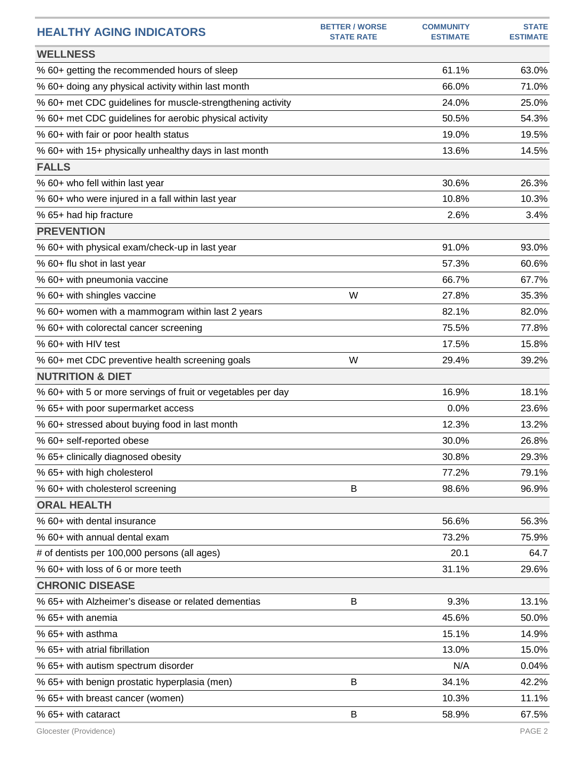| HEALTHY AGING INDICATORS | BETTER / WORSE STATE RATE | COMMUNITY ESTIMATE | STATE ESTIMATE |
|---|---|---|---|
| **WELLNESS** | | | |
| % 60+ getting the recommended hours of sleep | | 61.1% | 63.0% |
| % 60+ doing any physical activity within last month | | 66.0% | 71.0% |
| % 60+ met CDC guidelines for muscle-strengthening activity | | 24.0% | 25.0% |
| % 60+ met CDC guidelines for aerobic physical activity | | 50.5% | 54.3% |
| % 60+ with fair or poor health status | | 19.0% | 19.5% |
| % 60+ with 15+ physically unhealthy days in last month | | 13.6% | 14.5% |
| **FALLS** | | | |
| % 60+ who fell within last year | | 30.6% | 26.3% |
| % 60+ who were injured in a fall within last year | | 10.8% | 10.3% |
| % 65+ had hip fracture | | 2.6% | 3.4% |
| **PREVENTION** | | | |
| % 60+ with physical exam/check-up in last year | | 91.0% | 93.0% |
| % 60+ flu shot in last year | | 57.3% | 60.6% |
| % 60+ with pneumonia vaccine | | 66.7% | 67.7% |
| % 60+ with shingles vaccine | W | 27.8% | 35.3% |
| % 60+ women with a mammogram within last 2 years | | 82.1% | 82.0% |
| % 60+ with colorectal cancer screening | | 75.5% | 77.8% |
| % 60+ with HIV test | | 17.5% | 15.8% |
| % 60+ met CDC preventive health screening goals | W | 29.4% | 39.2% |
| **NUTRITION & DIET** | | | |
| % 60+ with 5 or more servings of fruit or vegetables per day | | 16.9% | 18.1% |
| % 65+ with poor supermarket access | | 0.0% | 23.6% |
| % 60+ stressed about buying food in last month | | 12.3% | 13.2% |
| % 60+ self-reported obese | | 30.0% | 26.8% |
| % 65+ clinically diagnosed obesity | | 30.8% | 29.3% |
| % 65+ with high cholesterol | | 77.2% | 79.1% |
| % 60+ with cholesterol screening | B | 98.6% | 96.9% |
| **ORAL HEALTH** | | | |
| % 60+ with dental insurance | | 56.6% | 56.3% |
| % 60+ with annual dental exam | | 73.2% | 75.9% |
| # of dentists per 100,000 persons (all ages) | | 20.1 | 64.7 |
| % 60+ with loss of 6 or more teeth | | 31.1% | 29.6% |
| **CHRONIC DISEASE** | | | |
| % 65+ with Alzheimer's disease or related dementias | B | 9.3% | 13.1% |
| % 65+ with anemia | | 45.6% | 50.0% |
| % 65+ with asthma | | 15.1% | 14.9% |
| % 65+ with atrial fibrillation | | 13.0% | 15.0% |
| % 65+ with autism spectrum disorder | | N/A | 0.04% |
| % 65+ with benign prostatic hyperplasia (men) | B | 34.1% | 42.2% |
| % 65+ with breast cancer (women) | | 10.3% | 11.1% |
| % 65+ with cataract | B | 58.9% | 67.5% |

Glocester (Providence)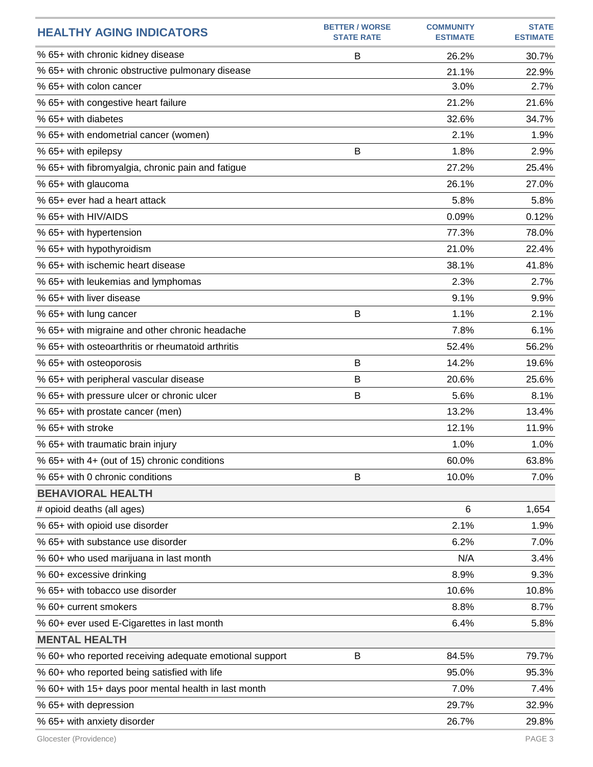| HEALTHY AGING INDICATORS | BETTER / WORSE STATE RATE | COMMUNITY ESTIMATE | STATE ESTIMATE |
|---|---|---|---|
| % 65+ with chronic kidney disease | B | 26.2% | 30.7% |
| % 65+ with chronic obstructive pulmonary disease | | 21.1% | 22.9% |
| % 65+ with colon cancer | | 3.0% | 2.7% |
| % 65+ with congestive heart failure | | 21.2% | 21.6% |
| % 65+ with diabetes | | 32.6% | 34.7% |
| % 65+ with endometrial cancer (women) | | 2.1% | 1.9% |
| % 65+ with epilepsy | B | 1.8% | 2.9% |
| % 65+ with fibromyalgia, chronic pain and fatigue | | 27.2% | 25.4% |
| % 65+ with glaucoma | | 26.1% | 27.0% |
| % 65+ ever had a heart attack | | 5.8% | 5.8% |
| % 65+ with HIV/AIDS | | 0.09% | 0.12% |
| % 65+ with hypertension | | 77.3% | 78.0% |
| % 65+ with hypothyroidism | | 21.0% | 22.4% |
| % 65+ with ischemic heart disease | | 38.1% | 41.8% |
| % 65+ with leukemias and lymphomas | | 2.3% | 2.7% |
| % 65+ with liver disease | | 9.1% | 9.9% |
| % 65+ with lung cancer | B | 1.1% | 2.1% |
| % 65+ with migraine and other chronic headache | | 7.8% | 6.1% |
| % 65+ with osteoarthritis or rheumatoid arthritis | | 52.4% | 56.2% |
| % 65+ with osteoporosis | B | 14.2% | 19.6% |
| % 65+ with peripheral vascular disease | B | 20.6% | 25.6% |
| % 65+ with pressure ulcer or chronic ulcer | B | 5.6% | 8.1% |
| % 65+ with prostate cancer (men) | | 13.2% | 13.4% |
| % 65+ with stroke | | 12.1% | 11.9% |
| % 65+ with traumatic brain injury | | 1.0% | 1.0% |
| % 65+ with 4+ (out of 15) chronic conditions | | 60.0% | 63.8% |
| % 65+ with 0 chronic conditions | B | 10.0% | 7.0% |
| **BEHAVIORAL HEALTH** | | | |
| # opioid deaths (all ages) | | 6 | 1,654 |
| % 65+ with opioid use disorder | | 2.1% | 1.9% |
| % 65+ with substance use disorder | | 6.2% | 7.0% |
| % 60+ who used marijuana in last month | | N/A | 3.4% |
| % 60+ excessive drinking | | 8.9% | 9.3% |
| % 65+ with tobacco use disorder | | 10.6% | 10.8% |
| % 60+ current smokers | | 8.8% | 8.7% |
| % 60+ ever used E-Cigarettes in last month | | 6.4% | 5.8% |
| **MENTAL HEALTH** | | | |
| % 60+ who reported receiving adequate emotional support | B | 84.5% | 79.7% |
| % 60+ who reported being satisfied with life | | 95.0% | 95.3% |
| % 60+ with 15+ days poor mental health in last month | | 7.0% | 7.4% |
| % 65+ with depression | | 29.7% | 32.9% |
| % 65+ with anxiety disorder | | 26.7% | 29.8% |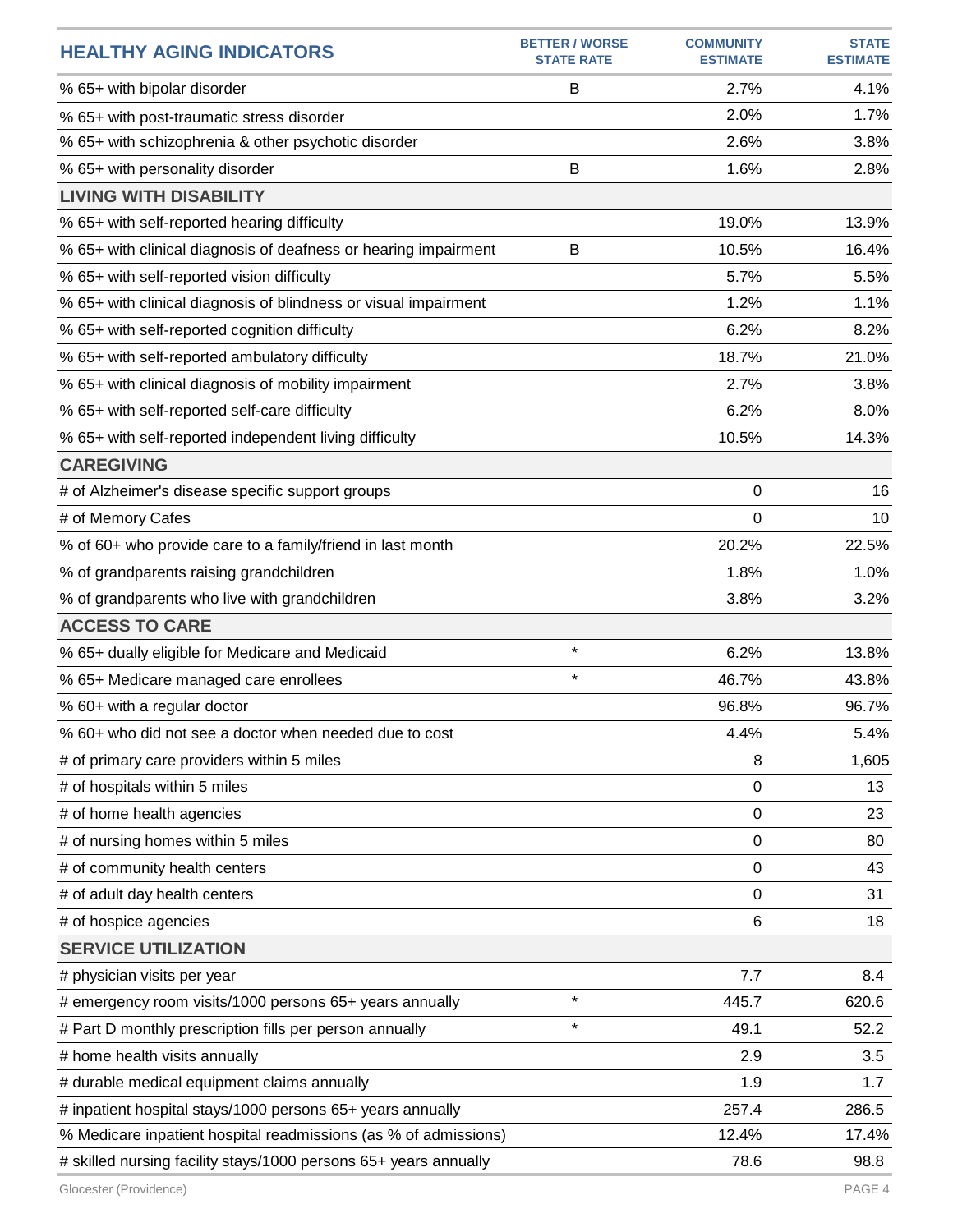| HEALTHY AGING INDICATORS | BETTER / WORSE STATE RATE | COMMUNITY ESTIMATE | STATE ESTIMATE |
|---|---|---|---|
| % 65+ with bipolar disorder | B | 2.7% | 4.1% |
| % 65+ with post-traumatic stress disorder | | 2.0% | 1.7% |
| % 65+ with schizophrenia & other psychotic disorder | | 2.6% | 3.8% |
| % 65+ with personality disorder | B | 1.6% | 2.8% |
| **LIVING WITH DISABILITY** | | | |
| % 65+ with self-reported hearing difficulty | | 19.0% | 13.9% |
| % 65+ with clinical diagnosis of deafness or hearing impairment | B | 10.5% | 16.4% |
| % 65+ with self-reported vision difficulty | | 5.7% | 5.5% |
| % 65+ with clinical diagnosis of blindness or visual impairment | | 1.2% | 1.1% |
| % 65+ with self-reported cognition difficulty | | 6.2% | 8.2% |
| % 65+ with self-reported ambulatory difficulty | | 18.7% | 21.0% |
| % 65+ with clinical diagnosis of mobility impairment | | 2.7% | 3.8% |
| % 65+ with self-reported self-care difficulty | | 6.2% | 8.0% |
| % 65+ with self-reported independent living difficulty | | 10.5% | 14.3% |
| **CAREGIVING** | | | |
| # of Alzheimer's disease specific support groups | | 0 | 16 |
| # of Memory Cafes | | 0 | 10 |
| % of 60+ who provide care to a family/friend in last month | | 20.2% | 22.5% |
| % of grandparents raising grandchildren | | 1.8% | 1.0% |
| % of grandparents who live with grandchildren | | 3.8% | 3.2% |
| **ACCESS TO CARE** | | | |
| % 65+ dually eligible for Medicare and Medicaid | * | 6.2% | 13.8% |
| % 65+ Medicare managed care enrollees | * | 46.7% | 43.8% |
| % 60+ with a regular doctor | | 96.8% | 96.7% |
| % 60+ who did not see a doctor when needed due to cost | | 4.4% | 5.4% |
| # of primary care providers within 5 miles | | 8 | 1,605 |
| # of hospitals within 5 miles | | 0 | 13 |
| # of home health agencies | | 0 | 23 |
| # of nursing homes within 5 miles | | 0 | 80 |
| # of community health centers | | 0 | 43 |
| # of adult day health centers | | 0 | 31 |
| # of hospice agencies | | 6 | 18 |
| **SERVICE UTILIZATION** | | | |
| # physician visits per year | | 7.7 | 8.4 |
| # emergency room visits/1000 persons 65+ years annually | * | 445.7 | 620.6 |
| # Part D monthly prescription fills per person annually | * | 49.1 | 52.2 |
| # home health visits annually | | 2.9 | 3.5 |
| # durable medical equipment claims annually | | 1.9 | 1.7 |
| # inpatient hospital stays/1000 persons 65+ years annually | | 257.4 | 286.5 |
| % Medicare inpatient hospital readmissions (as % of admissions) | | 12.4% | 17.4% |
| # skilled nursing facility stays/1000 persons 65+ years annually | | 78.6 | 98.8 |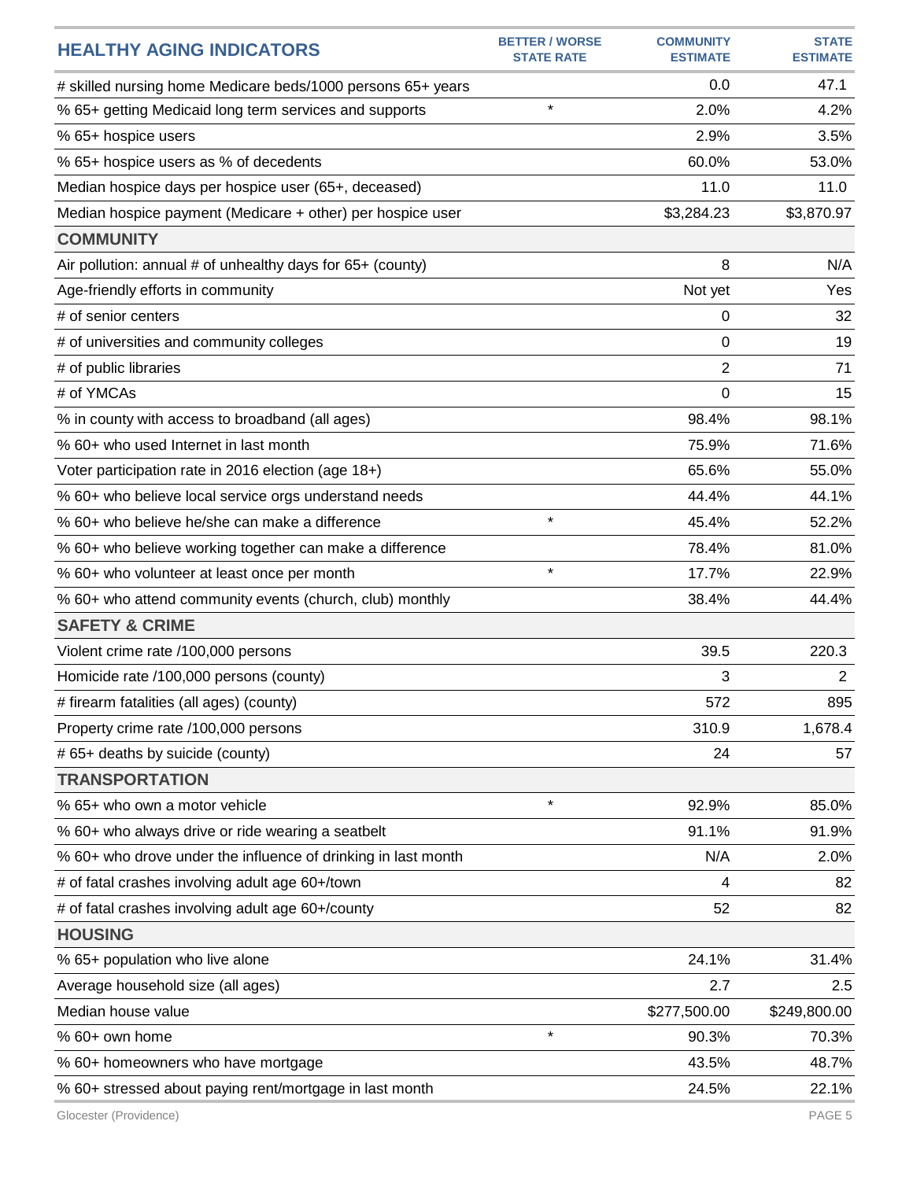| HEALTHY AGING INDICATORS | BETTER / WORSE STATE RATE | COMMUNITY ESTIMATE | STATE ESTIMATE |
|---|---|---|---|
| # skilled nursing home Medicare beds/1000 persons 65+ years | | 0.0 | 47.1 |
| % 65+ getting Medicaid long term services and supports | * | 2.0% | 4.2% |
| % 65+ hospice users | | 2.9% | 3.5% |
| % 65+ hospice users as % of decedents | | 60.0% | 53.0% |
| Median hospice days per hospice user (65+, deceased) | | 11.0 | 11.0 |
| Median hospice payment (Medicare + other) per hospice user | | $3,284.23 | $3,870.97 |
| **COMMUNITY** | | | |
| Air pollution: annual # of unhealthy days for 65+ (county) | | 8 | N/A |
| Age-friendly efforts in community | | Not yet | Yes |
| # of senior centers | | 0 | 32 |
| # of universities and community colleges | | 0 | 19 |
| # of public libraries | | 2 | 71 |
| # of YMCAs | | 0 | 15 |
| % in county with access to broadband (all ages) | | 98.4% | 98.1% |
| % 60+ who used Internet in last month | | 75.9% | 71.6% |
| Voter participation rate in 2016 election (age 18+) | | 65.6% | 55.0% |
| % 60+ who believe local service orgs understand needs | | 44.4% | 44.1% |
| % 60+ who believe he/she can make a difference | * | 45.4% | 52.2% |
| % 60+ who believe working together can make a difference | | 78.4% | 81.0% |
| % 60+ who volunteer at least once per month | * | 17.7% | 22.9% |
| % 60+ who attend community events (church, club) monthly | | 38.4% | 44.4% |
| **SAFETY & CRIME** | | | |
| Violent crime rate /100,000 persons | | 39.5 | 220.3 |
| Homicide rate /100,000 persons (county) | | 3 | 2 |
| # firearm fatalities (all ages) (county) | | 572 | 895 |
| Property crime rate /100,000 persons | | 310.9 | 1,678.4 |
| # 65+ deaths by suicide (county) | | 24 | 57 |
| **TRANSPORTATION** | | | |
| % 65+ who own a motor vehicle | * | 92.9% | 85.0% |
| % 60+ who always drive or ride wearing a seatbelt | | 91.1% | 91.9% |
| % 60+ who drove under the influence of drinking in last month | | N/A | 2.0% |
| # of fatal crashes involving adult age 60+/town | | 4 | 82 |
| # of fatal crashes involving adult age 60+/county | | 52 | 82 |
| **HOUSING** | | | |
| % 65+ population who live alone | | 24.1% | 31.4% |
| Average household size (all ages) | | 2.7 | 2.5 |
| Median house value | | $277,500.00 | $249,800.00 |
| % 60+ own home | * | 90.3% | 70.3% |
| % 60+ homeowners who have mortgage | | 43.5% | 48.7% |
| % 60+ stressed about paying rent/mortgage in last month | | 24.5% | 22.1% |

Glocester (Providence)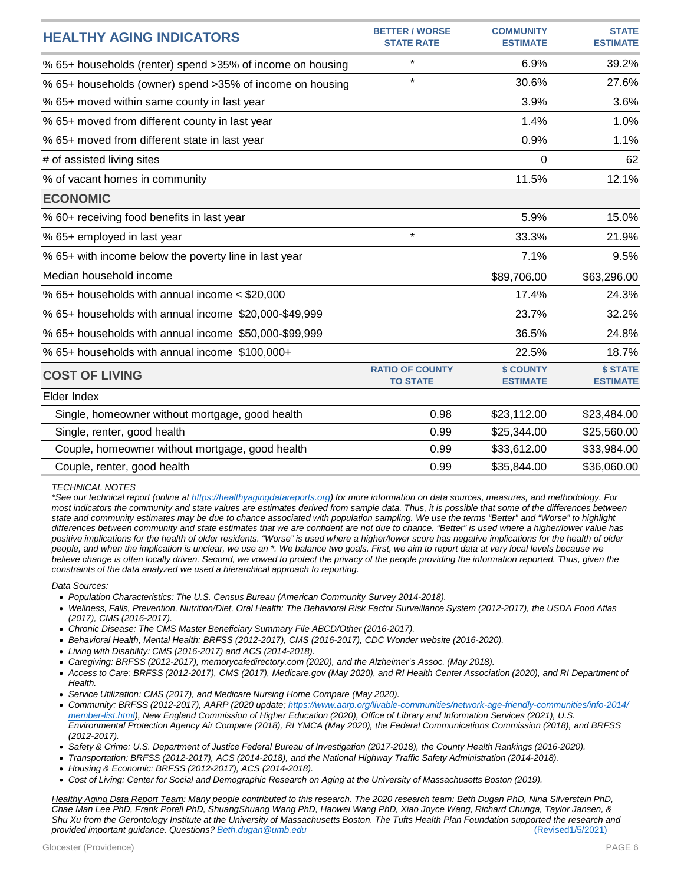| HEALTHY AGING INDICATORS | BETTER / WORSE STATE RATE | COMMUNITY ESTIMATE | STATE ESTIMATE |
|---|---|---|---|
| % 65+ households (renter) spend >35% of income on housing | * | 6.9% | 39.2% |
| % 65+ households (owner) spend >35% of income on housing | * | 30.6% | 27.6% |
| % 65+ moved within same county in last year | | 3.9% | 3.6% |
| % 65+ moved from different county in last year | | 1.4% | 1.0% |
| % 65+ moved from different state in last year | | 0.9% | 1.1% |
| # of assisted living sites | | 0 | 62 |
| % of vacant homes in community | | 11.5% | 12.1% |
| **ECONOMIC** | | | |
| % 60+ receiving food benefits in last year | | 5.9% | 15.0% |
| % 65+ employed in last year | * | 33.3% | 21.9% |
| % 65+ with income below the poverty line in last year | | 7.1% | 9.5% |
| Median household income | | $89,706.00 | $63,296.00 |
| % 65+ households with annual income < $20,000 | | 17.4% | 24.3% |
| % 65+ households with annual income $20,000-$49,999 | | 23.7% | 32.2% |
| % 65+ households with annual income $50,000-$99,999 | | 36.5% | 24.8% |
| % 65+ households with annual income $100,000+ | | 22.5% | 18.7% |
| **COST OF LIVING** | **RATIO OF COUNTY TO STATE** | **$ COUNTY ESTIMATE** | **$ STATE ESTIMATE** |
| Elder Index | | | |
| Single, homeowner without mortgage, good health | 0.98 | $23,112.00 | $23,484.00 |
| Single, renter, good health | 0.99 | $25,344.00 | $25,560.00 |
| Couple, homeowner without mortgage, good health | 0.99 | $33,612.00 | $33,984.00 |
| Couple, renter, good health | 0.99 | $35,844.00 | $36,060.00 |

*TECHNICAL NOTES*

*\*See our technical report (online at https://healthyagingdatareports.org) for more information on data sources, measures, and methodology. For most indicators the community and state values are estimates derived from sample data. Thus, it is possible that some of the differences between state and community estimates may be due to chance associated with population sampling. We use the terms "Better" and "Worse" to highlight differences between community and state estimates that we are confident are not due to chance. "Better" is used where a higher/lower value has positive implications for the health of older residents. "Worse" is used where a higher/lower score has negative implications for the health of older people, and when the implication is unclear, we use an \*. We balance two goals. First, we aim to report data at very local levels because we believe change is often locally driven. Second, we vowed to protect the privacy of the people providing the information reported. Thus, given the constraints of the data analyzed we used a hierarchical approach to reporting.*

*Data Sources:*

- *Population Characteristics: The U.S. Census Bureau (American Community Survey 2014-2018).*
- *Wellness, Falls, Prevention, Nutrition/Diet, Oral Health: The Behavioral Risk Factor Surveillance System (2012-2017), the USDA Food Atlas (2017), CMS (2016-2017).*
- *Chronic Disease: The CMS Master Beneficiary Summary File ABCD/Other (2016-2017).*
- *Behavioral Health, Mental Health: BRFSS (2012-2017), CMS (2016-2017), CDC Wonder website (2016-2020).*
- *Living with Disability: CMS (2016-2017) and ACS (2014-2018).*
- *Caregiving: BRFSS (2012-2017), memorycafedirectory.com (2020), and the Alzheimer's Assoc. (May 2018).*
- *Access to Care: BRFSS (2012-2017), CMS (2017), Medicare.gov (May 2020), and RI Health Center Association (2020), and RI Department of Health.*
- *Service Utilization: CMS (2017), and Medicare Nursing Home Compare (May 2020).*
- *Community: BRFSS (2012-2017), AARP (2020 update; https://www.aarp.org/livable-communities/network-age-friendly-communities/info-2014/member-list.html), New England Commission of Higher Education (2020), Office of Library and Information Services (2021), U.S. Environmental Protection Agency Air Compare (2018), RI YMCA (May 2020), the Federal Communications Commission (2018), and BRFSS (2012-2017).*
- *Safety & Crime: U.S. Department of Justice Federal Bureau of Investigation (2017-2018), the County Health Rankings (2016-2020).*
- *Transportation: BRFSS (2012-2017), ACS (2014-2018), and the National Highway Traffic Safety Administration (2014-2018).*
- *Housing & Economic: BRFSS (2012-2017), ACS (2014-2018).*
- *Cost of Living: Center for Social and Demographic Research on Aging at the University of Massachusetts Boston (2019).*

*Healthy Aging Data Report Team: Many people contributed to this research. The 2020 research team: Beth Dugan PhD, Nina Silverstein PhD, Chae Man Lee PhD, Frank Porell PhD, ShuangShuang Wang PhD, Haowei Wang PhD, Xiao Joyce Wang, Richard Chunga, Taylor Jansen, & Shu Xu from the Gerontology Institute at the University of Massachusetts Boston. The Tufts Health Plan Foundation supported the research and provided important guidance. Questions? Beth.dugan@umb.edu* (Revised1/5/2021)

Glocester (Providence)